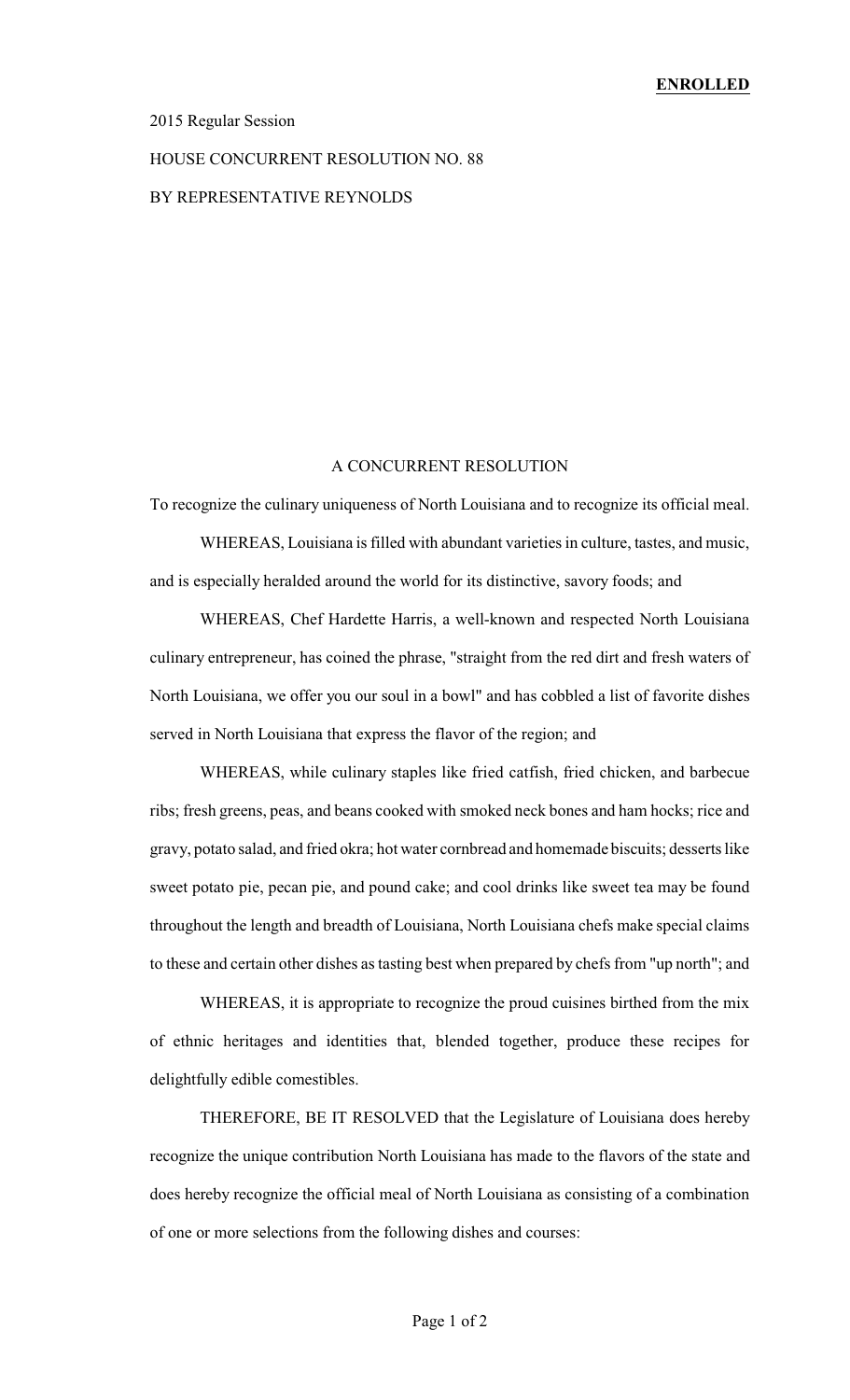**ENROLLED**

2015 Regular Session

HOUSE CONCURRENT RESOLUTION NO. 88

BY REPRESENTATIVE REYNOLDS

A CONCURRENT RESOLUTION

To recognize the culinary uniqueness of North Louisiana and to recognize its official meal.

WHEREAS, Louisiana is filled with abundant varieties in culture, tastes, and music, and is especially heralded around the world for its distinctive, savory foods; and

WHEREAS, Chef Hardette Harris, a well-known and respected North Louisiana culinary entrepreneur, has coined the phrase, "straight from the red dirt and fresh waters of North Louisiana, we offer you our soul in a bowl" and has cobbled a list of favorite dishes served in North Louisiana that express the flavor of the region; and

WHEREAS, while culinary staples like fried catfish, fried chicken, and barbecue ribs; fresh greens, peas, and beans cooked with smoked neck bones and ham hocks; rice and gravy, potato salad, and fried okra; hot water cornbread and homemade biscuits; desserts like sweet potato pie, pecan pie, and pound cake; and cool drinks like sweet tea may be found throughout the length and breadth of Louisiana, North Louisiana chefs make special claims to these and certain other dishes as tasting best when prepared by chefs from "up north"; and

WHEREAS, it is appropriate to recognize the proud cuisines birthed from the mix of ethnic heritages and identities that, blended together, produce these recipes for delightfully edible comestibles.

THEREFORE, BE IT RESOLVED that the Legislature of Louisiana does hereby recognize the unique contribution North Louisiana has made to the flavors of the state and does hereby recognize the official meal of North Louisiana as consisting of a combination of one or more selections from the following dishes and courses: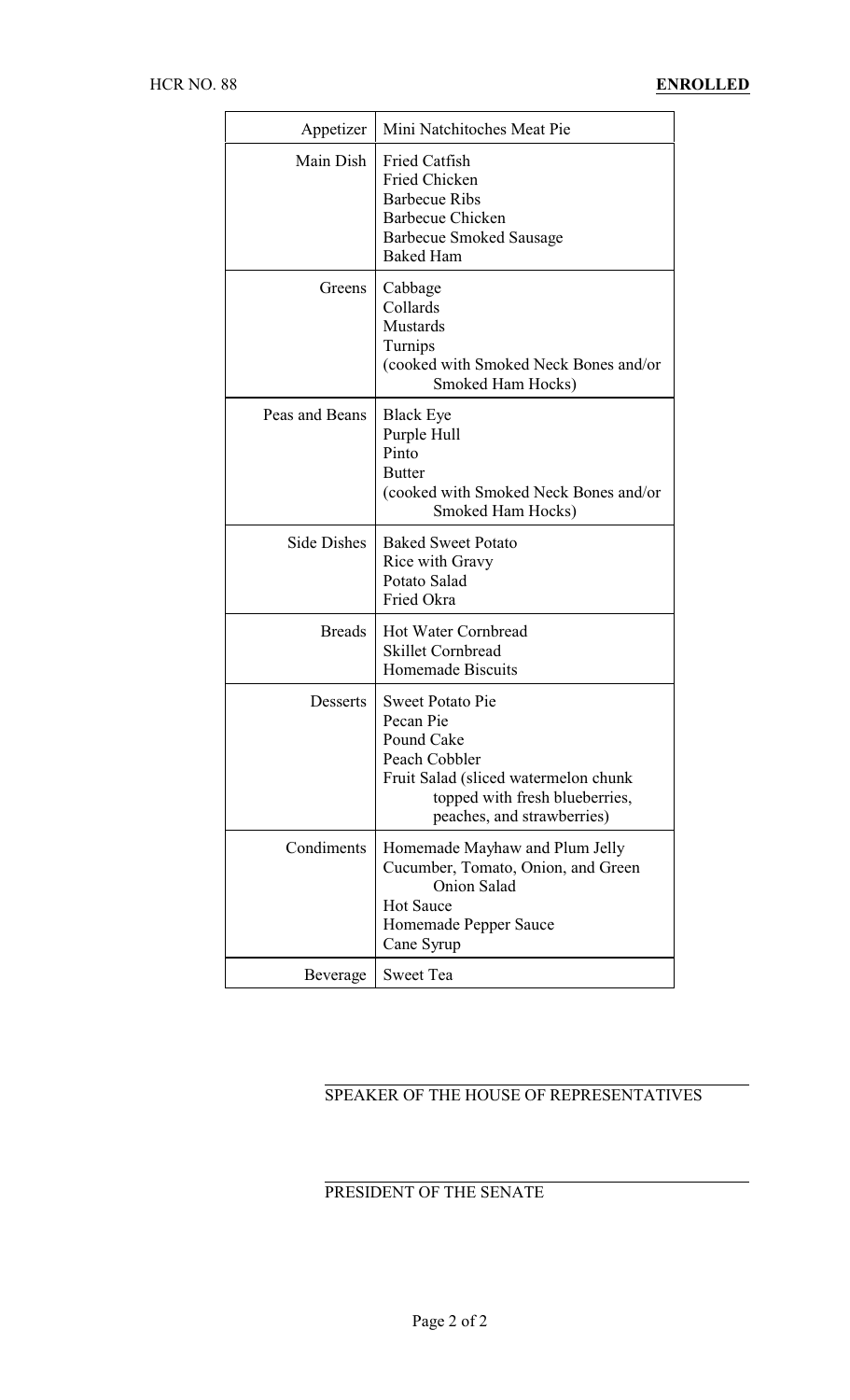| | |
|---|---|
| Appetizer | Mini Natchitoches Meat Pie |
| Main Dish | Fried Catfish<br>Fried Chicken<br>Barbecue Ribs<br>Barbecue Chicken<br>Barbecue Smoked Sausage<br>Baked Ham |
| Greens | Cabbage<br>Collards<br>Mustards<br>Turnips<br>(cooked with Smoked Neck Bones and/or Smoked Ham Hocks) |
| Peas and Beans | Black Eye<br>Purple Hull<br>Pinto<br>Butter<br>(cooked with Smoked Neck Bones and/or Smoked Ham Hocks) |
| Side Dishes | Baked Sweet Potato<br>Rice with Gravy<br>Potato Salad<br>Fried Okra |
| Breads | Hot Water Cornbread<br>Skillet Cornbread<br>Homemade Biscuits |
| Desserts | Sweet Potato Pie<br>Pecan Pie<br>Pound Cake<br>Peach Cobbler<br>Fruit Salad (sliced watermelon chunk topped with fresh blueberries, peaches, and strawberries) |
| Condiments | Homemade Mayhaw and Plum Jelly<br>Cucumber, Tomato, Onion, and Green Onion Salad<br>Hot Sauce<br>Homemade Pepper Sauce<br>Cane Syrup |
| Beverage | Sweet Tea |

SPEAKER OF THE HOUSE OF REPRESENTATIVES

PRESIDENT OF THE SENATE